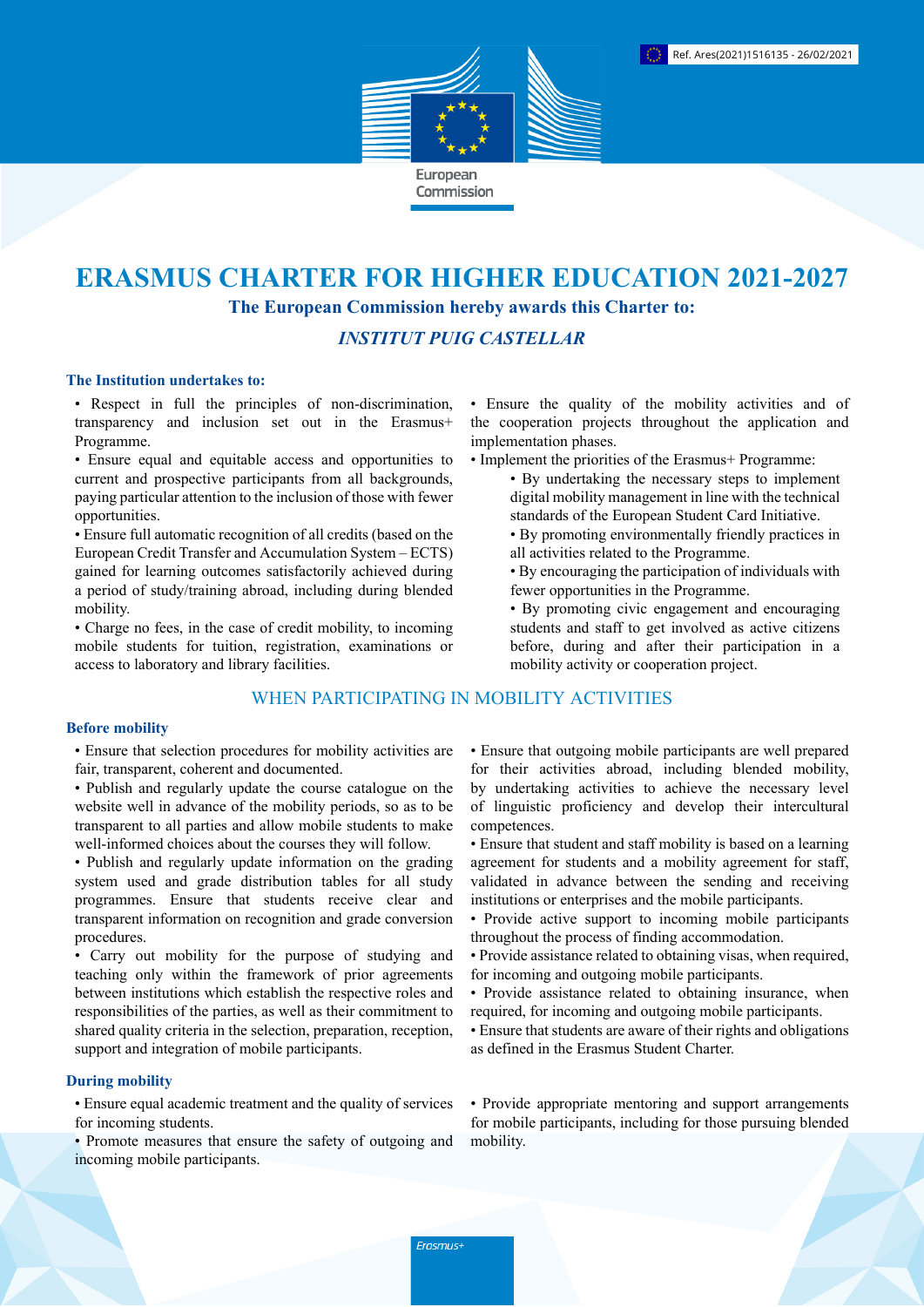European Commission

Ref. Ares(2021)1516135 - 26/02/2021

# ERASMUS CHARTER FOR HIGHER EDUCATION 2021-2027

**The European Commission hereby awards this Charter to:**

***INSTITUT PUIG CASTELLAR***

### The Institution undertakes to:

- Respect in full the principles of non-discrimination, transparency and inclusion set out in the Erasmus+ Programme.
- Ensure equal and equitable access and opportunities to current and prospective participants from all backgrounds, paying particular attention to the inclusion of those with fewer opportunities.
- Ensure full automatic recognition of all credits (based on the European Credit Transfer and Accumulation System – ECTS) gained for learning outcomes satisfactorily achieved during a period of study/training abroad, including during blended mobility.
- Charge no fees, in the case of credit mobility, to incoming mobile students for tuition, registration, examinations or access to laboratory and library facilities.
- Ensure the quality of the mobility activities and of the cooperation projects throughout the application and implementation phases.
- Implement the priorities of the Erasmus+ Programme:
  - By undertaking the necessary steps to implement digital mobility management in line with the technical standards of the European Student Card Initiative.
  - By promoting environmentally friendly practices in all activities related to the Programme.
  - By encouraging the participation of individuals with fewer opportunities in the Programme.
  - By promoting civic engagement and encouraging students and staff to get involved as active citizens before, during and after their participation in a mobility activity or cooperation project.

## WHEN PARTICIPATING IN MOBILITY ACTIVITIES

### Before mobility

- Ensure that selection procedures for mobility activities are fair, transparent, coherent and documented.
- Publish and regularly update the course catalogue on the website well in advance of the mobility periods, so as to be transparent to all parties and allow mobile students to make well-informed choices about the courses they will follow.
- Publish and regularly update information on the grading system used and grade distribution tables for all study programmes. Ensure that students receive clear and transparent information on recognition and grade conversion procedures.
- Carry out mobility for the purpose of studying and teaching only within the framework of prior agreements between institutions which establish the respective roles and responsibilities of the parties, as well as their commitment to shared quality criteria in the selection, preparation, reception, support and integration of mobile participants.
- Ensure that outgoing mobile participants are well prepared for their activities abroad, including blended mobility, by undertaking activities to achieve the necessary level of linguistic proficiency and develop their intercultural competences.
- Ensure that student and staff mobility is based on a learning agreement for students and a mobility agreement for staff, validated in advance between the sending and receiving institutions or enterprises and the mobile participants.
- Provide active support to incoming mobile participants throughout the process of finding accommodation.
- Provide assistance related to obtaining visas, when required, for incoming and outgoing mobile participants.
- Provide assistance related to obtaining insurance, when required, for incoming and outgoing mobile participants.
- Ensure that students are aware of their rights and obligations as defined in the Erasmus Student Charter.

### During mobility

- Ensure equal academic treatment and the quality of services for incoming students.
- Promote measures that ensure the safety of outgoing and incoming mobile participants.
- Provide appropriate mentoring and support arrangements for mobile participants, including for those pursuing blended mobility.

Erasmus+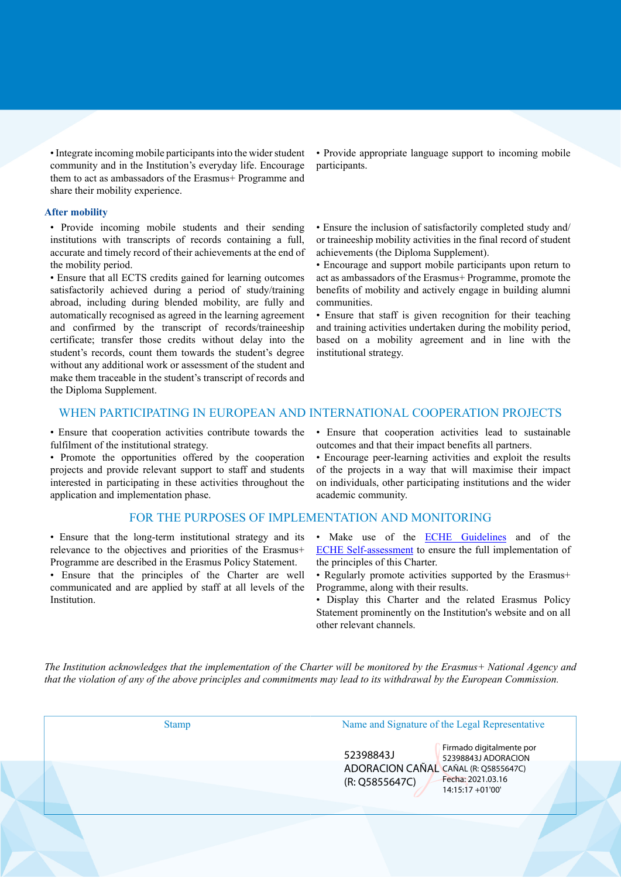- Integrate incoming mobile participants into the wider student community and in the Institution's everyday life. Encourage them to act as ambassadors of the Erasmus+ Programme and share their mobility experience.
- Provide appropriate language support to incoming mobile participants.

### After mobility

- Provide incoming mobile students and their sending institutions with transcripts of records containing a full, accurate and timely record of their achievements at the end of the mobility period.
- Ensure that all ECTS credits gained for learning outcomes satisfactorily achieved during a period of study/training abroad, including during blended mobility, are fully and automatically recognised as agreed in the learning agreement and confirmed by the transcript of records/traineeship certificate; transfer those credits without delay into the student's records, count them towards the student's degree without any additional work or assessment of the student and make them traceable in the student's transcript of records and the Diploma Supplement.
- Ensure the inclusion of satisfactorily completed study and/or traineeship mobility activities in the final record of student achievements (the Diploma Supplement).
- Encourage and support mobile participants upon return to act as ambassadors of the Erasmus+ Programme, promote the benefits of mobility and actively engage in building alumni communities.
- Ensure that staff is given recognition for their teaching and training activities undertaken during the mobility period, based on a mobility agreement and in line with the institutional strategy.

## WHEN PARTICIPATING IN EUROPEAN AND INTERNATIONAL COOPERATION PROJECTS

- Ensure that cooperation activities contribute towards the fulfilment of the institutional strategy.
- Promote the opportunities offered by the cooperation projects and provide relevant support to staff and students interested in participating in these activities throughout the application and implementation phase.
- Ensure that cooperation activities lead to sustainable outcomes and that their impact benefits all partners.
- Encourage peer-learning activities and exploit the results of the projects in a way that will maximise their impact on individuals, other participating institutions and the wider academic community.

## FOR THE PURPOSES OF IMPLEMENTATION AND MONITORING

- Ensure that the long-term institutional strategy and its relevance to the objectives and priorities of the Erasmus+ Programme are described in the Erasmus Policy Statement.
- Ensure that the principles of the Charter are well communicated and are applied by staff at all levels of the Institution.
- Make use of the ECHE Guidelines and of the ECHE Self-assessment to ensure the full implementation of the principles of this Charter.
- Regularly promote activities supported by the Erasmus+ Programme, along with their results.
- Display this Charter and the related Erasmus Policy Statement prominently on the Institution's website and on all other relevant channels.

*The Institution acknowledges that the implementation of the Charter will be monitored by the Erasmus+ National Agency and that the violation of any of the above principles and commitments may lead to its withdrawal by the European Commission.*

| Stamp | Name and Signature of the Legal Representative |
|---|---|
| | 52398843J ADORACION CAÑAL (R: Q5855647C) — Firmado digitalmente por 52398843J ADORACION CAÑAL (R: Q5855647C) Fecha: 2021.03.16 14:15:17 +01'00' |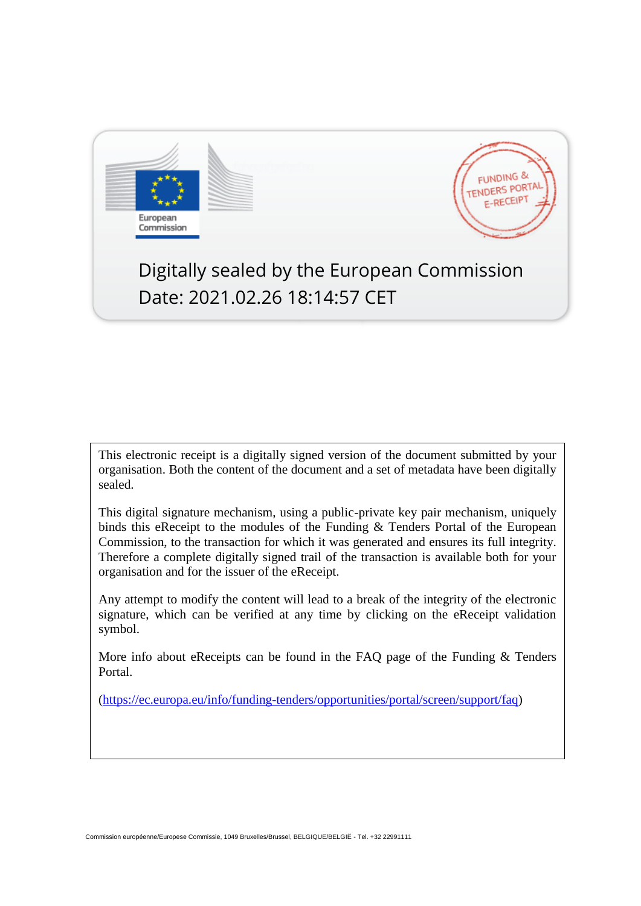European Commission

FUNDING & TENDERS PORTAL E-RECEIPT

Digitally sealed by the European Commission
Date: 2021.02.26 18:14:57 CET

This electronic receipt is a digitally signed version of the document submitted by your organisation. Both the content of the document and a set of metadata have been digitally sealed.

This digital signature mechanism, using a public-private key pair mechanism, uniquely binds this eReceipt to the modules of the Funding & Tenders Portal of the European Commission, to the transaction for which it was generated and ensures its full integrity. Therefore a complete digitally signed trail of the transaction is available both for your organisation and for the issuer of the eReceipt.

Any attempt to modify the content will lead to a break of the integrity of the electronic signature, which can be verified at any time by clicking on the eReceipt validation symbol.

More info about eReceipts can be found in the FAQ page of the Funding & Tenders Portal.

(https://ec.europa.eu/info/funding-tenders/opportunities/portal/screen/support/faq)

Commission européenne/Europese Commissie, 1049 Bruxelles/Brussel, BELGIQUE/BELGIË - Tel. +32 22991111